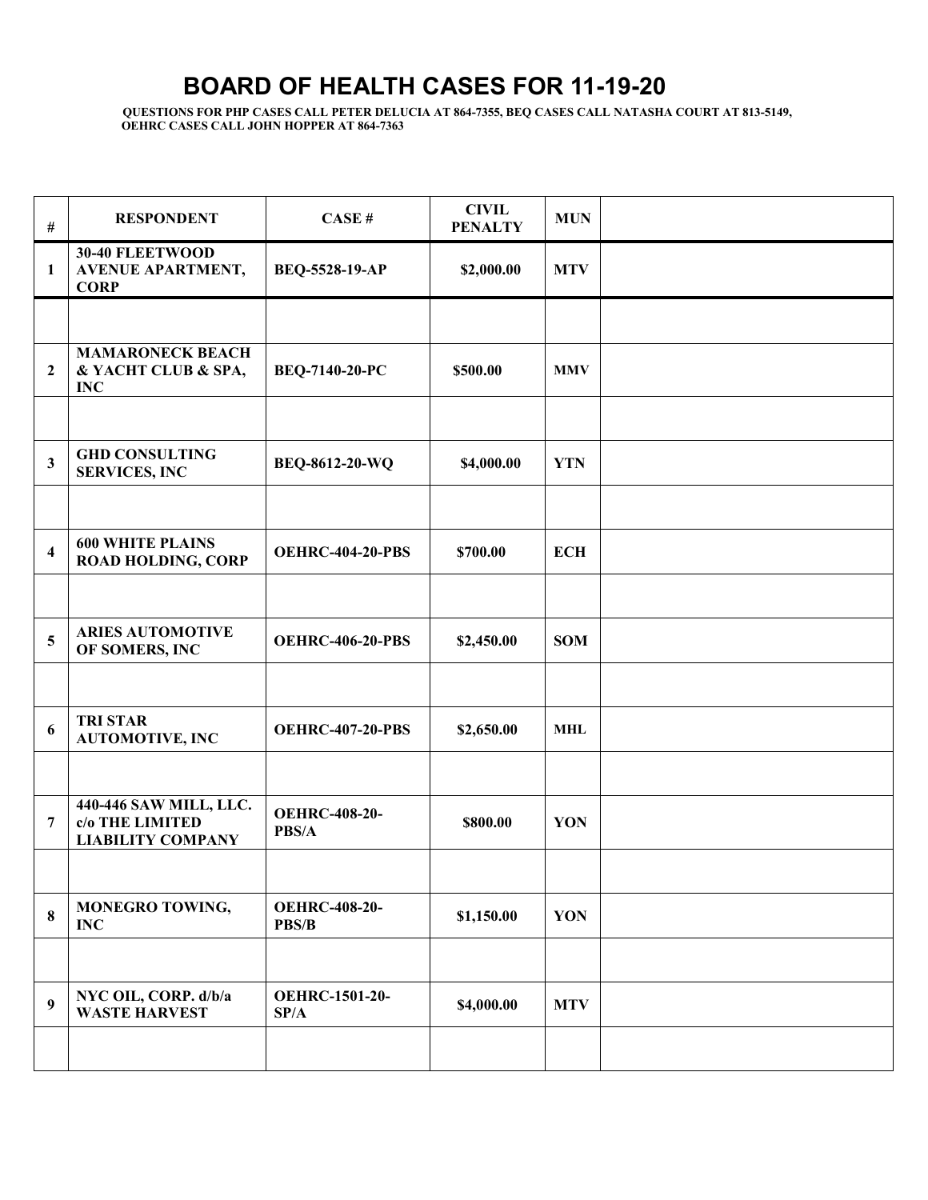# BOARD OF HEALTH CASES FOR 11-19-20

**QUESTIONS FOR PHP CASES CALL PETER DELUCIA AT 864-7355, BEQ CASES CALL NATASHA COURT AT 813-5149, OEHRC CASES CALL JOHN HOPPER AT 864-7363**

| # | RESPONDENT | CASE # | CIVIL PENALTY | MUN | |
|---|---|---|---|---|---|
| 1 | 30-40 FLEETWOOD AVENUE APARTMENT, CORP | BEQ-5528-19-AP | $2,000.00 | MTV | |
| | | | | | |
| 2 | MAMARONECK BEACH & YACHT CLUB & SPA, INC | BEQ-7140-20-PC | $500.00 | MMV | |
| | | | | | |
| 3 | GHD CONSULTING SERVICES, INC | BEQ-8612-20-WQ | $4,000.00 | YTN | |
| | | | | | |
| 4 | 600 WHITE PLAINS ROAD HOLDING, CORP | OEHRC-404-20-PBS | $700.00 | ECH | |
| | | | | | |
| 5 | ARIES AUTOMOTIVE OF SOMERS, INC | OEHRC-406-20-PBS | $2,450.00 | SOM | |
| | | | | | |
| 6 | TRI STAR AUTOMOTIVE, INC | OEHRC-407-20-PBS | $2,650.00 | MHL | |
| | | | | | |
| 7 | 440-446 SAW MILL, LLC. c/o THE LIMITED LIABILITY COMPANY | OEHRC-408-20-PBS/A | $800.00 | YON | |
| | | | | | |
| 8 | MONEGRO TOWING, INC | OEHRC-408-20-PBS/B | $1,150.00 | YON | |
| | | | | | |
| 9 | NYC OIL, CORP. d/b/a WASTE HARVEST | OEHRC-1501-20-SP/A | $4,000.00 | MTV | |
| | | | | | |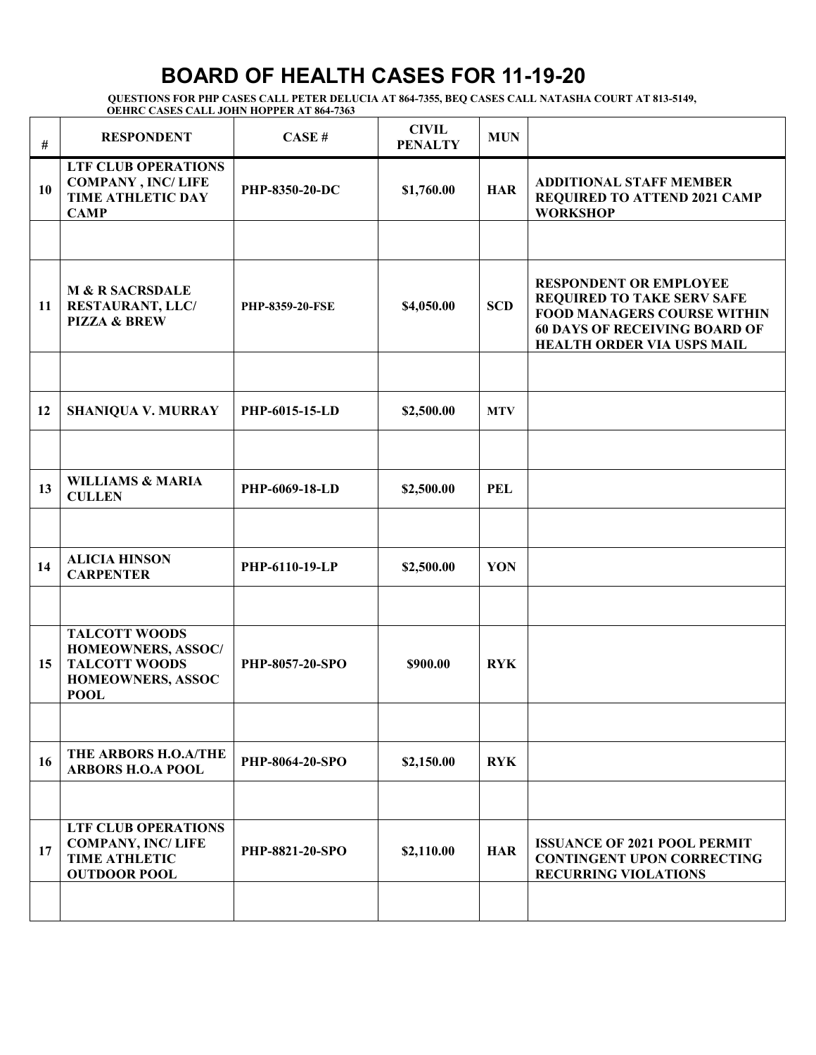# BOARD OF HEALTH CASES FOR 11-19-20

**QUESTIONS FOR PHP CASES CALL PETER DELUCIA AT 864-7355, BEQ CASES CALL NATASHA COURT AT 813-5149, OEHRC CASES CALL JOHN HOPPER AT 864-7363**

| # | RESPONDENT | CASE # | CIVIL PENALTY | MUN | |
|---|---|---|---|---|---|
| 10 | LTF CLUB OPERATIONS COMPANY , INC/ LIFE TIME ATHLETIC DAY CAMP | PHP-8350-20-DC | $1,760.00 | HAR | ADDITIONAL STAFF MEMBER REQUIRED TO ATTEND 2021 CAMP WORKSHOP |
| | | | | | |
| 11 | M & R SACRSDALE RESTAURANT, LLC/ PIZZA & BREW | PHP-8359-20-FSE | $4,050.00 | SCD | RESPONDENT OR EMPLOYEE REQUIRED TO TAKE SERV SAFE FOOD MANAGERS COURSE WITHIN 60 DAYS OF RECEIVING BOARD OF HEALTH ORDER VIA USPS MAIL |
| | | | | | |
| 12 | SHANIQUA V. MURRAY | PHP-6015-15-LD | $2,500.00 | MTV | |
| | | | | | |
| 13 | WILLIAMS & MARIA CULLEN | PHP-6069-18-LD | $2,500.00 | PEL | |
| | | | | | |
| 14 | ALICIA HINSON CARPENTER | PHP-6110-19-LP | $2,500.00 | YON | |
| | | | | | |
| 15 | TALCOTT WOODS HOMEOWNERS, ASSOC/ TALCOTT WOODS HOMEOWNERS, ASSOC POOL | PHP-8057-20-SPO | $900.00 | RYK | |
| | | | | | |
| 16 | THE ARBORS H.O.A/THE ARBORS H.O.A POOL | PHP-8064-20-SPO | $2,150.00 | RYK | |
| | | | | | |
| 17 | LTF CLUB OPERATIONS COMPANY, INC/ LIFE TIME ATHLETIC OUTDOOR POOL | PHP-8821-20-SPO | $2,110.00 | HAR | ISSUANCE OF 2021 POOL PERMIT CONTINGENT UPON CORRECTING RECURRING VIOLATIONS |
| | | | | | |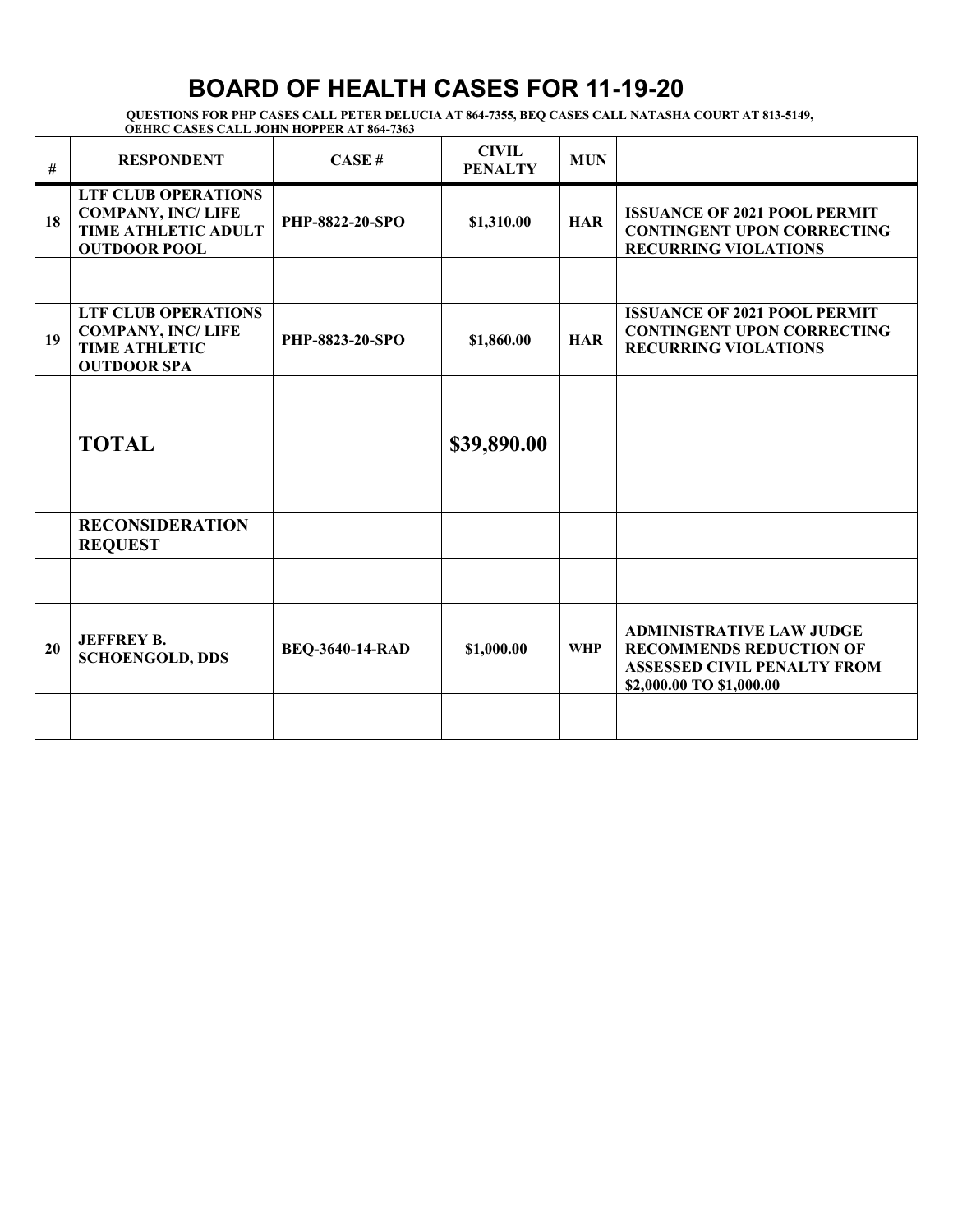# BOARD OF HEALTH CASES FOR 11-19-20

**QUESTIONS FOR PHP CASES CALL PETER DELUCIA AT 864-7355, BEQ CASES CALL NATASHA COURT AT 813-5149, OEHRC CASES CALL JOHN HOPPER AT 864-7363**

| # | RESPONDENT | CASE # | CIVIL PENALTY | MUN | |
|---|---|---|---|---|---|
| 18 | **LTF CLUB OPERATIONS COMPANY, INC/ LIFE TIME ATHLETIC ADULT OUTDOOR POOL** | **PHP-8822-20-SPO** | **$1,310.00** | **HAR** | **ISSUANCE OF 2021 POOL PERMIT CONTINGENT UPON CORRECTING RECURRING VIOLATIONS** |
| | | | | | |
| 19 | **LTF CLUB OPERATIONS COMPANY, INC/ LIFE TIME ATHLETIC OUTDOOR SPA** | **PHP-8823-20-SPO** | **$1,860.00** | **HAR** | **ISSUANCE OF 2021 POOL PERMIT CONTINGENT UPON CORRECTING RECURRING VIOLATIONS** |
| | | | | | |
| | **TOTAL** | | **$39,890.00** | | |
| | | | | | |
| | **RECONSIDERATION REQUEST** | | | | |
| | | | | | |
| 20 | **JEFFREY B. SCHOENGOLD, DDS** | **BEQ-3640-14-RAD** | **$1,000.00** | **WHP** | **ADMINISTRATIVE LAW JUDGE RECOMMENDS REDUCTION OF ASSESSED CIVIL PENALTY FROM $2,000.00 TO $1,000.00** |
| | | | | | |